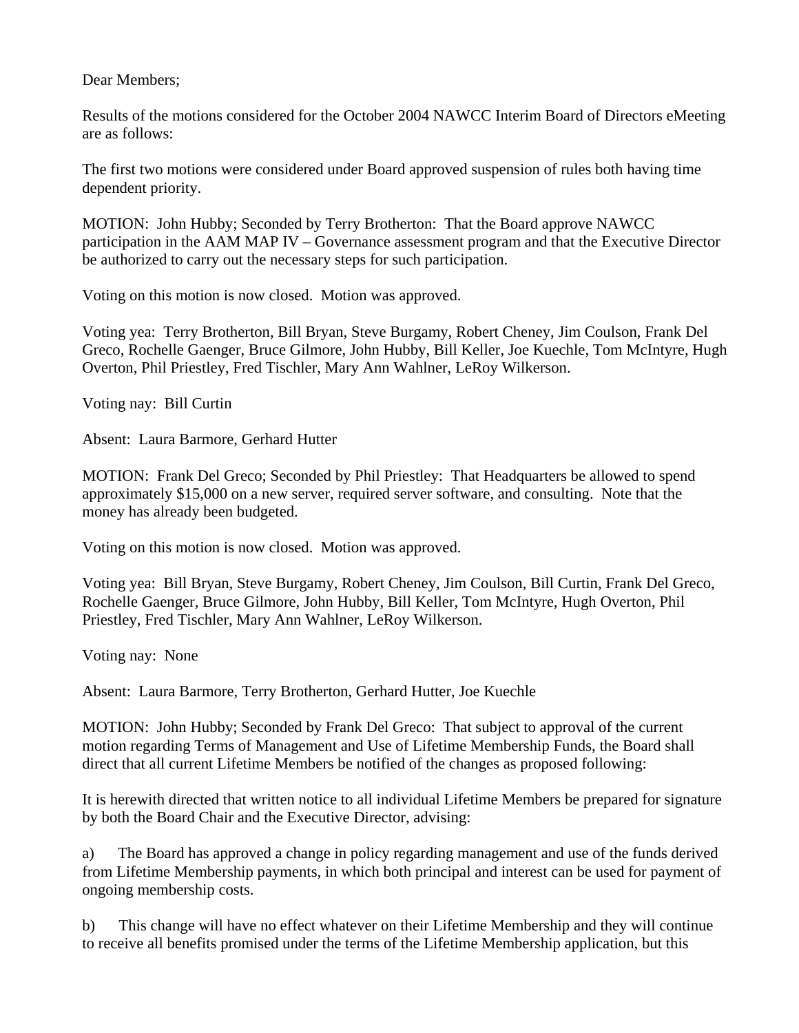Dear Members;

Results of the motions considered for the October 2004 NAWCC Interim Board of Directors eMeeting are as follows:

The first two motions were considered under Board approved suspension of rules both having time dependent priority.

MOTION: John Hubby; Seconded by Terry Brotherton: That the Board approve NAWCC participation in the AAM MAP IV – Governance assessment program and that the Executive Director be authorized to carry out the necessary steps for such participation.

Voting on this motion is now closed. Motion was approved.

Voting yea: Terry Brotherton, Bill Bryan, Steve Burgamy, Robert Cheney, Jim Coulson, Frank Del Greco, Rochelle Gaenger, Bruce Gilmore, John Hubby, Bill Keller, Joe Kuechle, Tom McIntyre, Hugh Overton, Phil Priestley, Fred Tischler, Mary Ann Wahlner, LeRoy Wilkerson.

Voting nay: Bill Curtin

Absent: Laura Barmore, Gerhard Hutter

MOTION: Frank Del Greco; Seconded by Phil Priestley: That Headquarters be allowed to spend approximately $15,000 on a new server, required server software, and consulting. Note that the money has already been budgeted.

Voting on this motion is now closed. Motion was approved.

Voting yea: Bill Bryan, Steve Burgamy, Robert Cheney, Jim Coulson, Bill Curtin, Frank Del Greco, Rochelle Gaenger, Bruce Gilmore, John Hubby, Bill Keller, Tom McIntyre, Hugh Overton, Phil Priestley, Fred Tischler, Mary Ann Wahlner, LeRoy Wilkerson.

Voting nay: None

Absent: Laura Barmore, Terry Brotherton, Gerhard Hutter, Joe Kuechle

MOTION: John Hubby; Seconded by Frank Del Greco: That subject to approval of the current motion regarding Terms of Management and Use of Lifetime Membership Funds, the Board shall direct that all current Lifetime Members be notified of the changes as proposed following:

It is herewith directed that written notice to all individual Lifetime Members be prepared for signature by both the Board Chair and the Executive Director, advising:

a) The Board has approved a change in policy regarding management and use of the funds derived from Lifetime Membership payments, in which both principal and interest can be used for payment of ongoing membership costs.

b) This change will have no effect whatever on their Lifetime Membership and they will continue to receive all benefits promised under the terms of the Lifetime Membership application, but this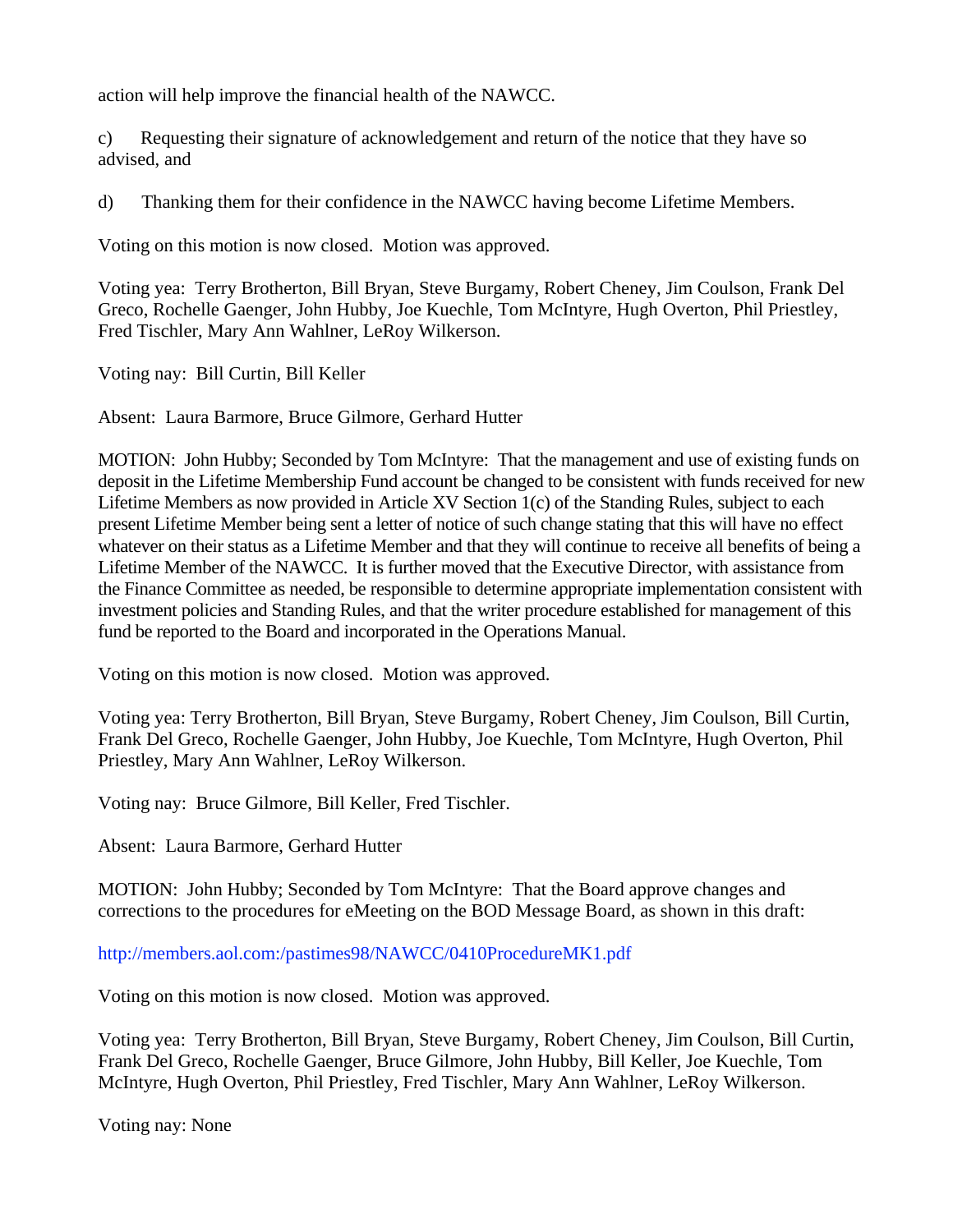action will help improve the financial health of the NAWCC.

c) Requesting their signature of acknowledgement and return of the notice that they have so advised, and

d) Thanking them for their confidence in the NAWCC having become Lifetime Members.

Voting on this motion is now closed. Motion was approved.

Voting yea: Terry Brotherton, Bill Bryan, Steve Burgamy, Robert Cheney, Jim Coulson, Frank Del Greco, Rochelle Gaenger, John Hubby, Joe Kuechle, Tom McIntyre, Hugh Overton, Phil Priestley, Fred Tischler, Mary Ann Wahlner, LeRoy Wilkerson.

Voting nay: Bill Curtin, Bill Keller

Absent: Laura Barmore, Bruce Gilmore, Gerhard Hutter

MOTION: John Hubby; Seconded by Tom McIntyre: That the management and use of existing funds on deposit in the Lifetime Membership Fund account be changed to be consistent with funds received for new Lifetime Members as now provided in Article XV Section 1(c) of the Standing Rules, subject to each present Lifetime Member being sent a letter of notice of such change stating that this will have no effect whatever on their status as a Lifetime Member and that they will continue to receive all benefits of being a Lifetime Member of the NAWCC. It is further moved that the Executive Director, with assistance from the Finance Committee as needed, be responsible to determine appropriate implementation consistent with investment policies and Standing Rules, and that the writer procedure established for management of this fund be reported to the Board and incorporated in the Operations Manual.

Voting on this motion is now closed. Motion was approved.

Voting yea: Terry Brotherton, Bill Bryan, Steve Burgamy, Robert Cheney, Jim Coulson, Bill Curtin, Frank Del Greco, Rochelle Gaenger, John Hubby, Joe Kuechle, Tom McIntyre, Hugh Overton, Phil Priestley, Mary Ann Wahlner, LeRoy Wilkerson.

Voting nay: Bruce Gilmore, Bill Keller, Fred Tischler.

Absent: Laura Barmore, Gerhard Hutter

MOTION: John Hubby; Seconded by Tom McIntyre: That the Board approve changes and corrections to the procedures for eMeeting on the BOD Message Board, as shown in this draft:

http://members.aol.com:/pastimes98/NAWCC/0410ProcedureMK1.pdf

Voting on this motion is now closed. Motion was approved.

Voting yea: Terry Brotherton, Bill Bryan, Steve Burgamy, Robert Cheney, Jim Coulson, Bill Curtin, Frank Del Greco, Rochelle Gaenger, Bruce Gilmore, John Hubby, Bill Keller, Joe Kuechle, Tom McIntyre, Hugh Overton, Phil Priestley, Fred Tischler, Mary Ann Wahlner, LeRoy Wilkerson.

Voting nay: None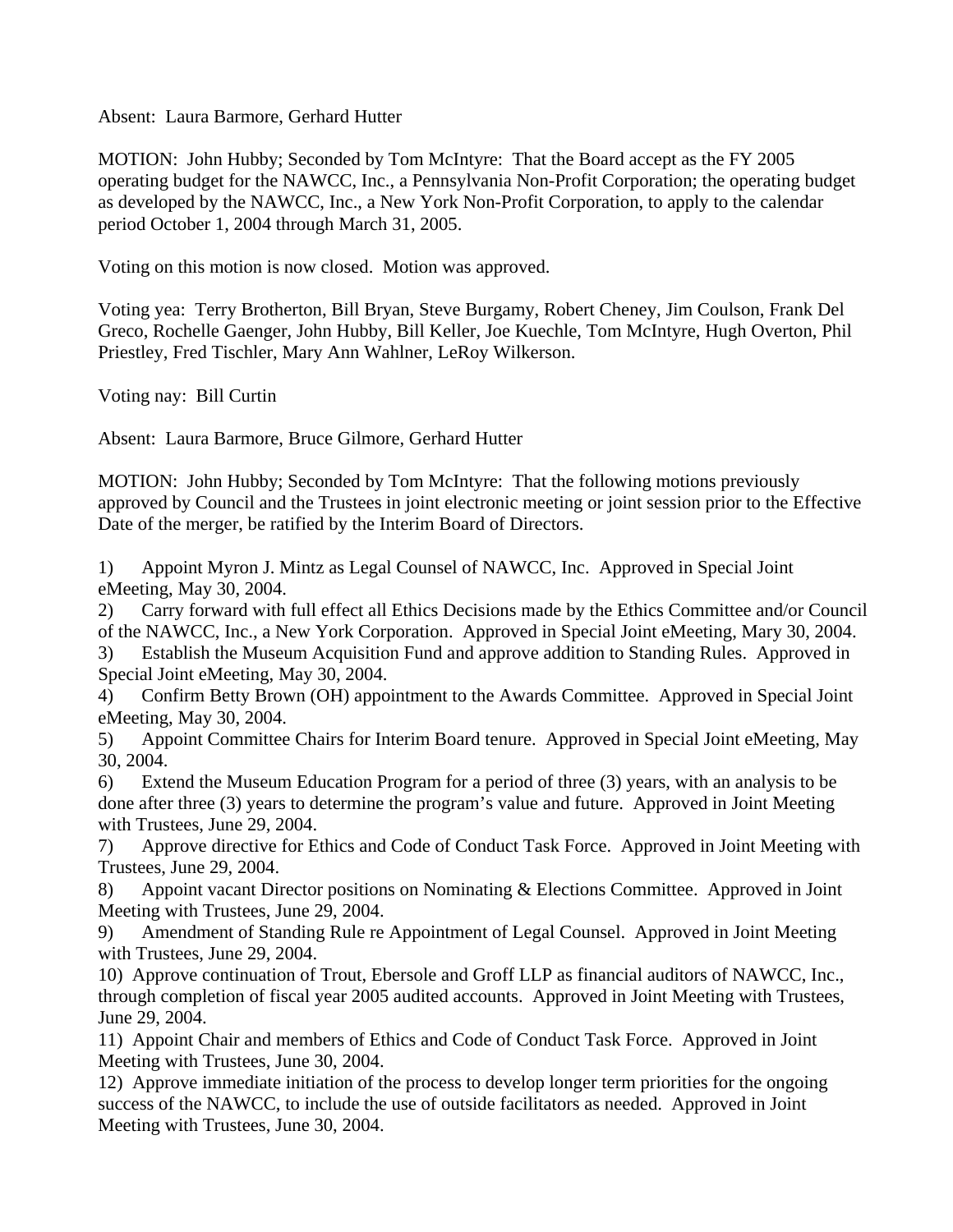Absent: Laura Barmore, Gerhard Hutter

MOTION: John Hubby; Seconded by Tom McIntyre: That the Board accept as the FY 2005 operating budget for the NAWCC, Inc., a Pennsylvania Non-Profit Corporation; the operating budget as developed by the NAWCC, Inc., a New York Non-Profit Corporation, to apply to the calendar period October 1, 2004 through March 31, 2005.

Voting on this motion is now closed. Motion was approved.

Voting yea: Terry Brotherton, Bill Bryan, Steve Burgamy, Robert Cheney, Jim Coulson, Frank Del Greco, Rochelle Gaenger, John Hubby, Bill Keller, Joe Kuechle, Tom McIntyre, Hugh Overton, Phil Priestley, Fred Tischler, Mary Ann Wahlner, LeRoy Wilkerson.

Voting nay: Bill Curtin

Absent: Laura Barmore, Bruce Gilmore, Gerhard Hutter

MOTION: John Hubby; Seconded by Tom McIntyre: That the following motions previously approved by Council and the Trustees in joint electronic meeting or joint session prior to the Effective Date of the merger, be ratified by the Interim Board of Directors.

1) Appoint Myron J. Mintz as Legal Counsel of NAWCC, Inc. Approved in Special Joint eMeeting, May 30, 2004.
2) Carry forward with full effect all Ethics Decisions made by the Ethics Committee and/or Council of the NAWCC, Inc., a New York Corporation. Approved in Special Joint eMeeting, Mary 30, 2004.
3) Establish the Museum Acquisition Fund and approve addition to Standing Rules. Approved in Special Joint eMeeting, May 30, 2004.
4) Confirm Betty Brown (OH) appointment to the Awards Committee. Approved in Special Joint eMeeting, May 30, 2004.
5) Appoint Committee Chairs for Interim Board tenure. Approved in Special Joint eMeeting, May 30, 2004.
6) Extend the Museum Education Program for a period of three (3) years, with an analysis to be done after three (3) years to determine the program's value and future. Approved in Joint Meeting with Trustees, June 29, 2004.
7) Approve directive for Ethics and Code of Conduct Task Force. Approved in Joint Meeting with Trustees, June 29, 2004.
8) Appoint vacant Director positions on Nominating & Elections Committee. Approved in Joint Meeting with Trustees, June 29, 2004.
9) Amendment of Standing Rule re Appointment of Legal Counsel. Approved in Joint Meeting with Trustees, June 29, 2004.
10) Approve continuation of Trout, Ebersole and Groff LLP as financial auditors of NAWCC, Inc., through completion of fiscal year 2005 audited accounts. Approved in Joint Meeting with Trustees, June 29, 2004.
11) Appoint Chair and members of Ethics and Code of Conduct Task Force. Approved in Joint Meeting with Trustees, June 30, 2004.
12) Approve immediate initiation of the process to develop longer term priorities for the ongoing success of the NAWCC, to include the use of outside facilitators as needed. Approved in Joint Meeting with Trustees, June 30, 2004.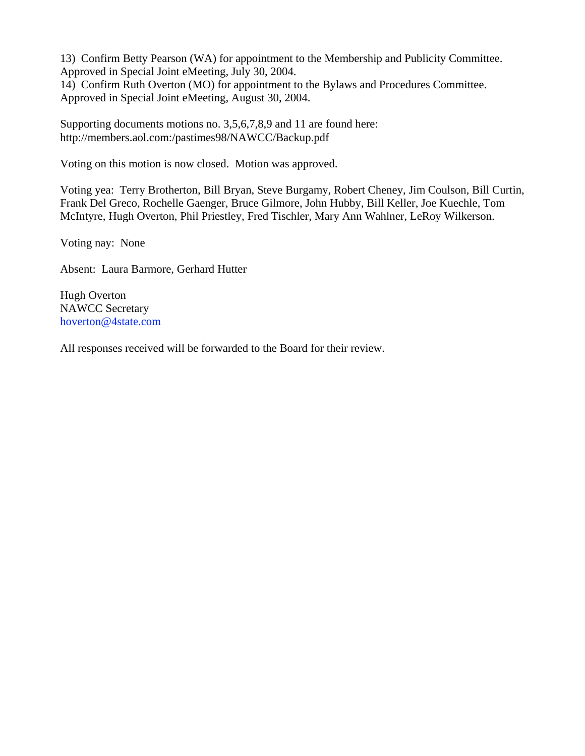13) Confirm Betty Pearson (WA) for appointment to the Membership and Publicity Committee. Approved in Special Joint eMeeting, July 30, 2004.
14) Confirm Ruth Overton (MO) for appointment to the Bylaws and Procedures Committee. Approved in Special Joint eMeeting, August 30, 2004.

Supporting documents motions no. 3,5,6,7,8,9 and 11 are found here:
http://members.aol.com:/pastimes98/NAWCC/Backup.pdf

Voting on this motion is now closed. Motion was approved.

Voting yea: Terry Brotherton, Bill Bryan, Steve Burgamy, Robert Cheney, Jim Coulson, Bill Curtin, Frank Del Greco, Rochelle Gaenger, Bruce Gilmore, John Hubby, Bill Keller, Joe Kuechle, Tom McIntyre, Hugh Overton, Phil Priestley, Fred Tischler, Mary Ann Wahlner, LeRoy Wilkerson.

Voting nay: None

Absent: Laura Barmore, Gerhard Hutter

Hugh Overton
NAWCC Secretary
hoverton@4state.com

All responses received will be forwarded to the Board for their review.